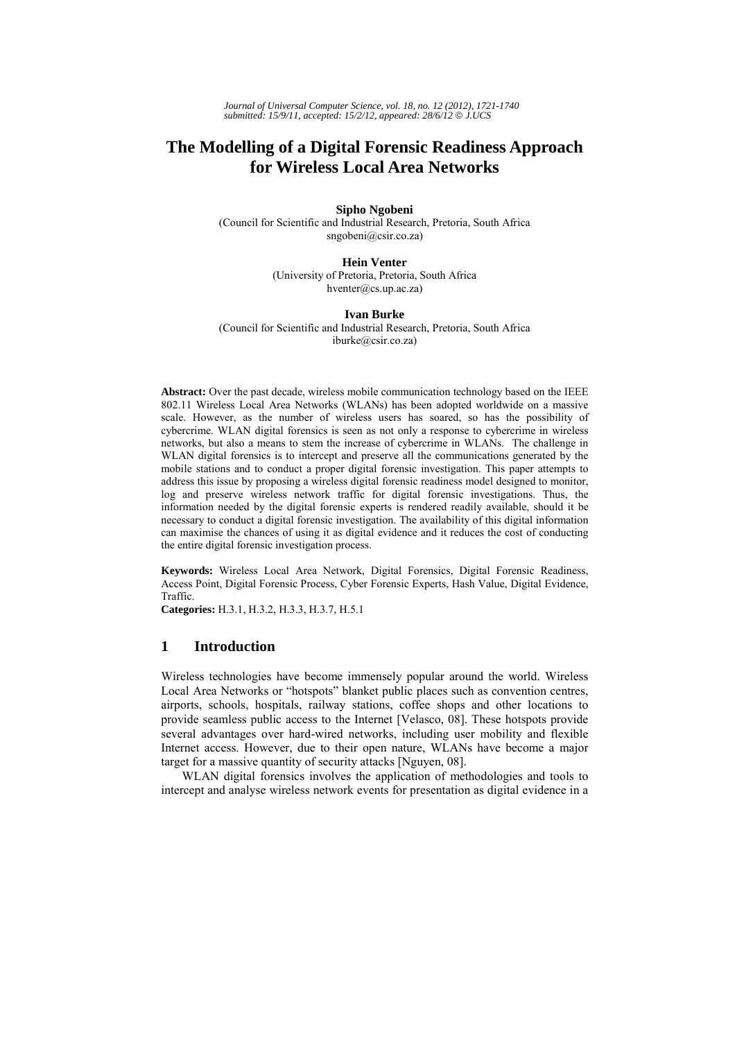# The Modelling of a Digital Forensic Readiness Approach for Wireless Local Area Networks

**Sipho Ngobeni**
(Council for Scientific and Industrial Research, Pretoria, South Africa
sngobeni@csir.co.za)

**Hein Venter**
(University of Pretoria, Pretoria, South Africa
hventer@cs.up.ac.za)

**Ivan Burke**
(Council for Scientific and Industrial Research, Pretoria, South Africa
iburke@csir.co.za)

**Abstract:** Over the past decade, wireless mobile communication technology based on the IEEE 802.11 Wireless Local Area Networks (WLANs) has been adopted worldwide on a massive scale. However, as the number of wireless users has soared, so has the possibility of cybercrime. WLAN digital forensics is seen as not only a response to cybercrime in wireless networks, but also a means to stem the increase of cybercrime in WLANs. The challenge in WLAN digital forensics is to intercept and preserve all the communications generated by the mobile stations and to conduct a proper digital forensic investigation. This paper attempts to address this issue by proposing a wireless digital forensic readiness model designed to monitor, log and preserve wireless network traffic for digital forensic investigations. Thus, the information needed by the digital forensic experts is rendered readily available, should it be necessary to conduct a digital forensic investigation. The availability of this digital information can maximise the chances of using it as digital evidence and it reduces the cost of conducting the entire digital forensic investigation process.

**Keywords:** Wireless Local Area Network, Digital Forensics, Digital Forensic Readiness, Access Point, Digital Forensic Process, Cyber Forensic Experts, Hash Value, Digital Evidence, Traffic.

**Categories:** H.3.1, H.3.2, H.3.3, H.3.7, H.5.1

## 1 Introduction

Wireless technologies have become immensely popular around the world. Wireless Local Area Networks or "hotspots" blanket public places such as convention centres, airports, schools, hospitals, railway stations, coffee shops and other locations to provide seamless public access to the Internet [Velasco, 08]. These hotspots provide several advantages over hard-wired networks, including user mobility and flexible Internet access. However, due to their open nature, WLANs have become a major target for a massive quantity of security attacks [Nguyen, 08].

WLAN digital forensics involves the application of methodologies and tools to intercept and analyse wireless network events for presentation as digital evidence in a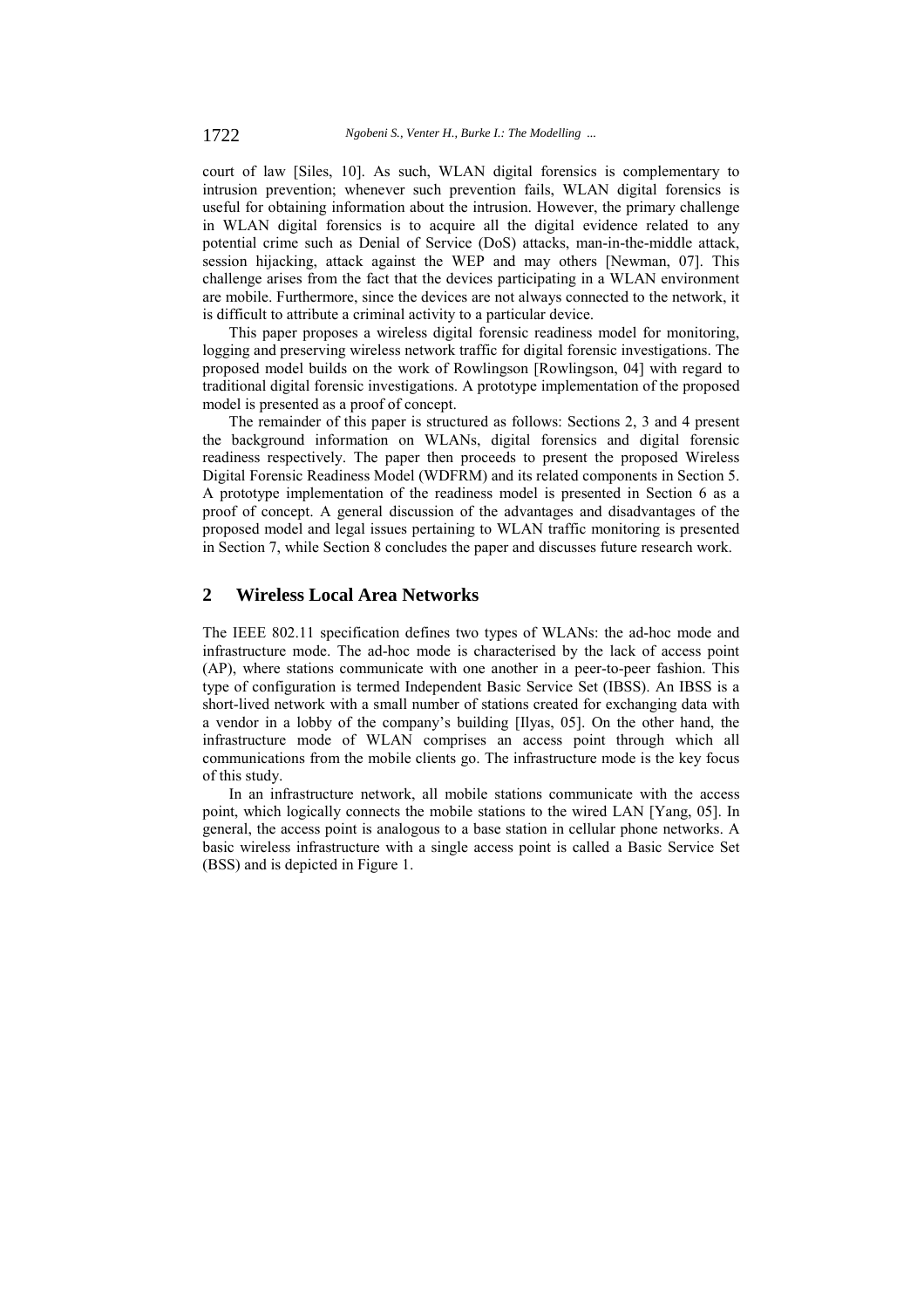court of law [Siles, 10]. As such, WLAN digital forensics is complementary to intrusion prevention; whenever such prevention fails, WLAN digital forensics is useful for obtaining information about the intrusion. However, the primary challenge in WLAN digital forensics is to acquire all the digital evidence related to any potential crime such as Denial of Service (DoS) attacks, man-in-the-middle attack, session hijacking, attack against the WEP and may others [Newman, 07]. This challenge arises from the fact that the devices participating in a WLAN environment are mobile. Furthermore, since the devices are not always connected to the network, it is difficult to attribute a criminal activity to a particular device.

This paper proposes a wireless digital forensic readiness model for monitoring, logging and preserving wireless network traffic for digital forensic investigations. The proposed model builds on the work of Rowlingson [Rowlingson, 04] with regard to traditional digital forensic investigations. A prototype implementation of the proposed model is presented as a proof of concept.

The remainder of this paper is structured as follows: Sections 2, 3 and 4 present the background information on WLANs, digital forensics and digital forensic readiness respectively. The paper then proceeds to present the proposed Wireless Digital Forensic Readiness Model (WDFRM) and its related components in Section 5. A prototype implementation of the readiness model is presented in Section 6 as a proof of concept. A general discussion of the advantages and disadvantages of the proposed model and legal issues pertaining to WLAN traffic monitoring is presented in Section 7, while Section 8 concludes the paper and discusses future research work.

## 2 Wireless Local Area Networks

The IEEE 802.11 specification defines two types of WLANs: the ad-hoc mode and infrastructure mode. The ad-hoc mode is characterised by the lack of access point (AP), where stations communicate with one another in a peer-to-peer fashion. This type of configuration is termed Independent Basic Service Set (IBSS). An IBSS is a short-lived network with a small number of stations created for exchanging data with a vendor in a lobby of the company's building [Ilyas, 05]. On the other hand, the infrastructure mode of WLAN comprises an access point through which all communications from the mobile clients go. The infrastructure mode is the key focus of this study.

In an infrastructure network, all mobile stations communicate with the access point, which logically connects the mobile stations to the wired LAN [Yang, 05]. In general, the access point is analogous to a base station in cellular phone networks. A basic wireless infrastructure with a single access point is called a Basic Service Set (BSS) and is depicted in Figure 1.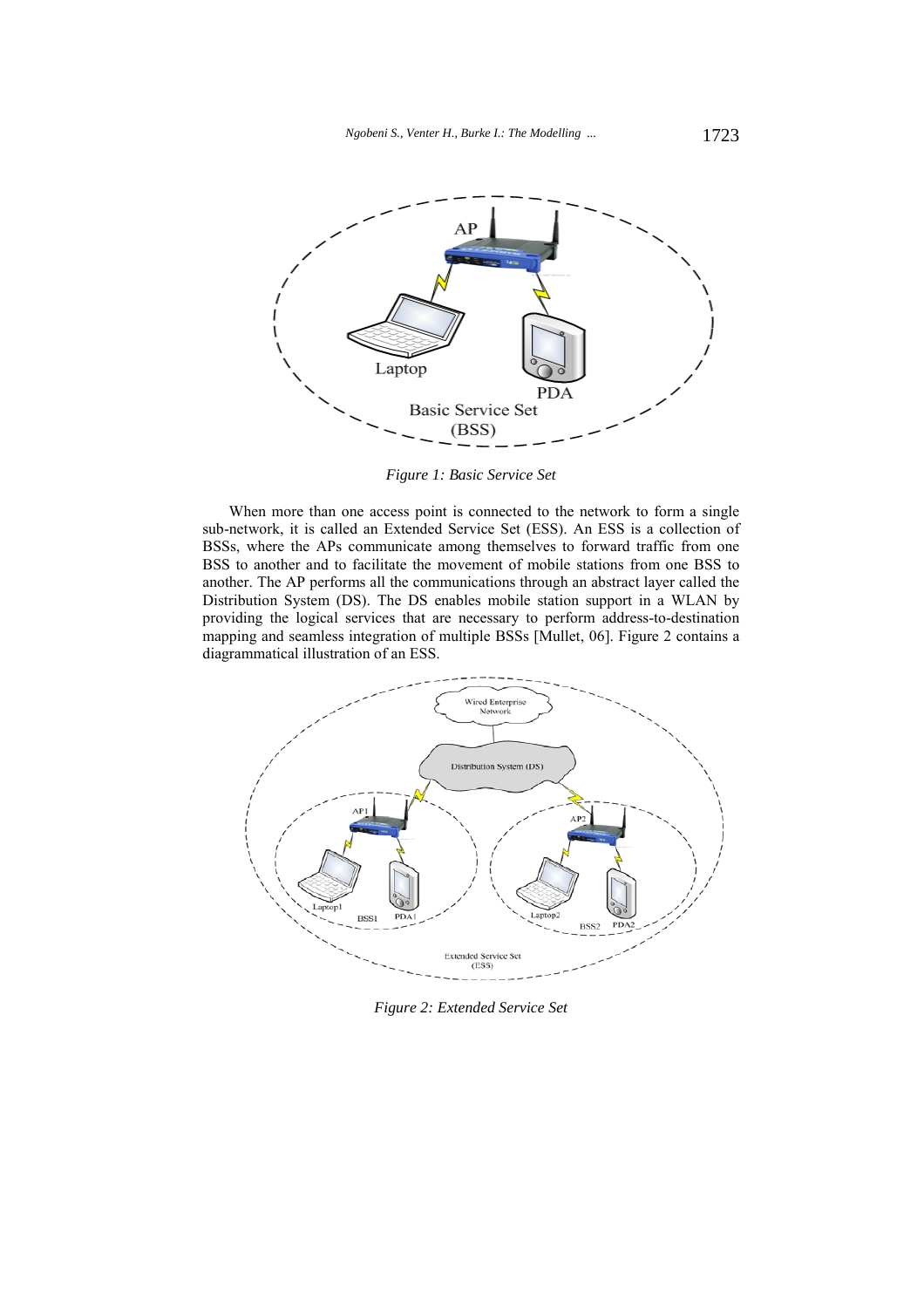*Figure 1: Basic Service Set*

When more than one access point is connected to the network to form a single sub-network, it is called an Extended Service Set (ESS). An ESS is a collection of BSSs, where the APs communicate among themselves to forward traffic from one BSS to another and to facilitate the movement of mobile stations from one BSS to another. The AP performs all the communications through an abstract layer called the Distribution System (DS). The DS enables mobile station support in a WLAN by providing the logical services that are necessary to perform address-to-destination mapping and seamless integration of multiple BSSs [Mullet, 06]. Figure 2 contains a diagrammatical illustration of an ESS.

*Figure 2: Extended Service Set*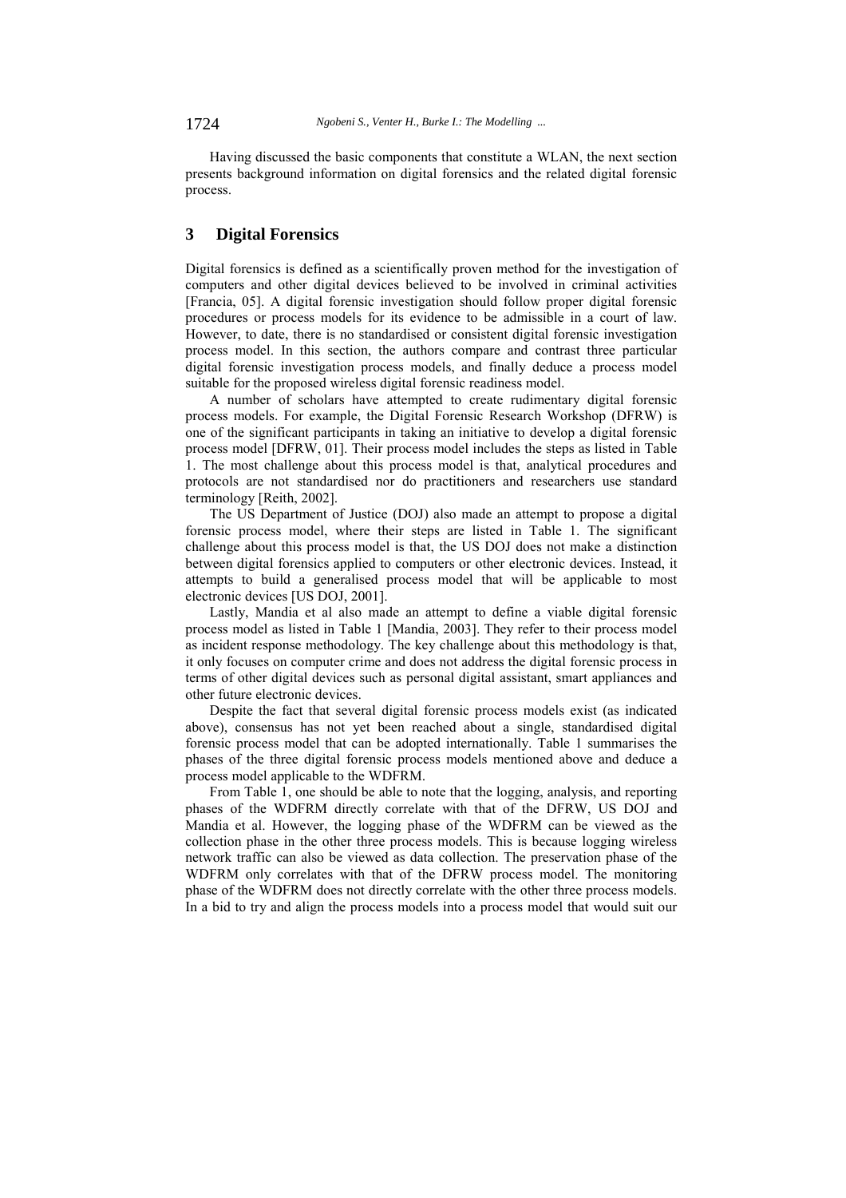Having discussed the basic components that constitute a WLAN, the next section presents background information on digital forensics and the related digital forensic process.

## 3 Digital Forensics

Digital forensics is defined as a scientifically proven method for the investigation of computers and other digital devices believed to be involved in criminal activities [Francia, 05]. A digital forensic investigation should follow proper digital forensic procedures or process models for its evidence to be admissible in a court of law. However, to date, there is no standardised or consistent digital forensic investigation process model. In this section, the authors compare and contrast three particular digital forensic investigation process models, and finally deduce a process model suitable for the proposed wireless digital forensic readiness model.

A number of scholars have attempted to create rudimentary digital forensic process models. For example, the Digital Forensic Research Workshop (DFRW) is one of the significant participants in taking an initiative to develop a digital forensic process model [DFRW, 01]. Their process model includes the steps as listed in Table 1. The most challenge about this process model is that, analytical procedures and protocols are not standardised nor do practitioners and researchers use standard terminology [Reith, 2002].

The US Department of Justice (DOJ) also made an attempt to propose a digital forensic process model, where their steps are listed in Table 1. The significant challenge about this process model is that, the US DOJ does not make a distinction between digital forensics applied to computers or other electronic devices. Instead, it attempts to build a generalised process model that will be applicable to most electronic devices [US DOJ, 2001].

Lastly, Mandia et al also made an attempt to define a viable digital forensic process model as listed in Table 1 [Mandia, 2003]. They refer to their process model as incident response methodology. The key challenge about this methodology is that, it only focuses on computer crime and does not address the digital forensic process in terms of other digital devices such as personal digital assistant, smart appliances and other future electronic devices.

Despite the fact that several digital forensic process models exist (as indicated above), consensus has not yet been reached about a single, standardised digital forensic process model that can be adopted internationally. Table 1 summarises the phases of the three digital forensic process models mentioned above and deduce a process model applicable to the WDFRM.

From Table 1, one should be able to note that the logging, analysis, and reporting phases of the WDFRM directly correlate with that of the DFRW, US DOJ and Mandia et al. However, the logging phase of the WDFRM can be viewed as the collection phase in the other three process models. This is because logging wireless network traffic can also be viewed as data collection. The preservation phase of the WDFRM only correlates with that of the DFRW process model. The monitoring phase of the WDFRM does not directly correlate with the other three process models. In a bid to try and align the process models into a process model that would suit our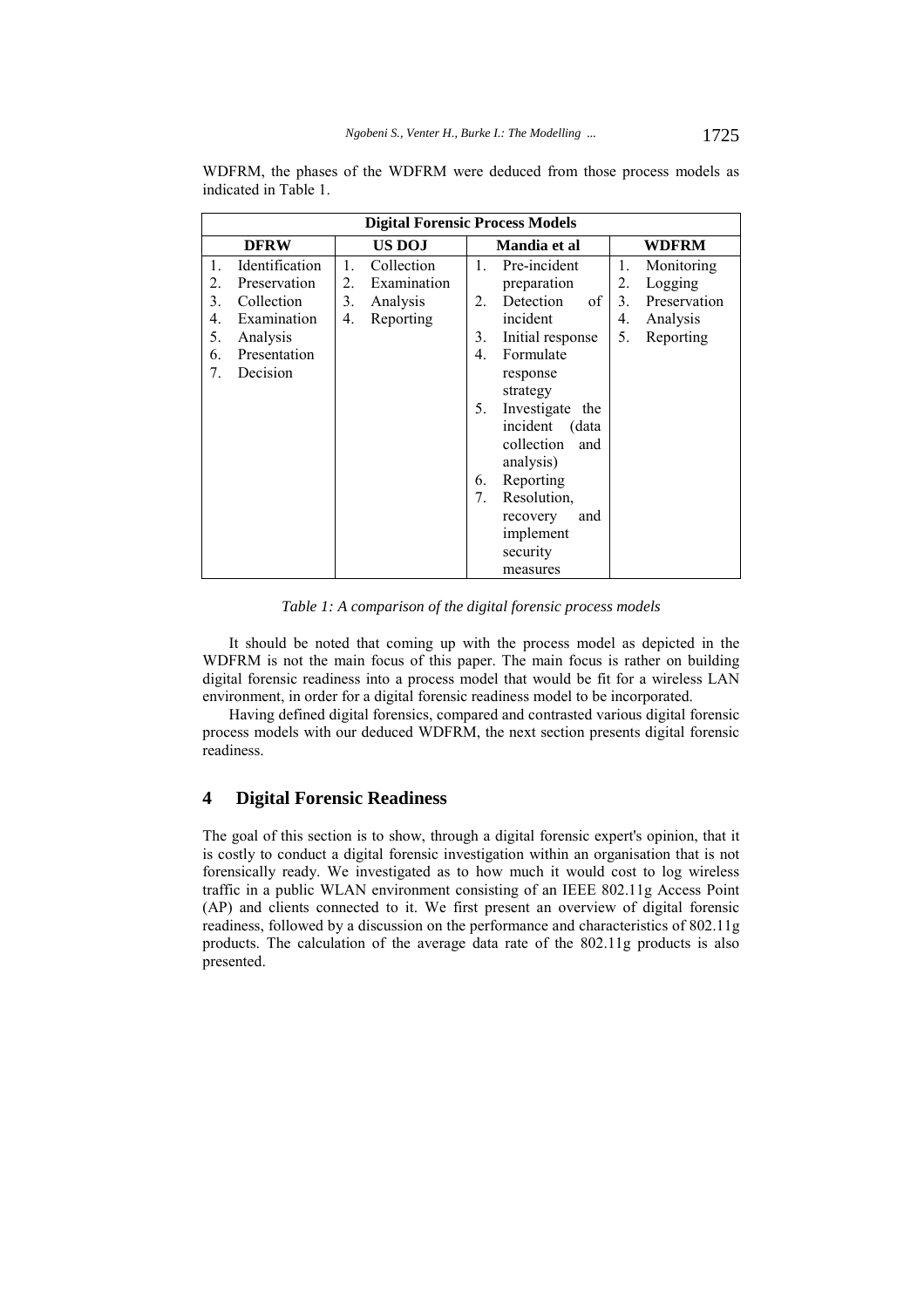WDFRM, the phases of the WDFRM were deduced from those process models as indicated in Table 1.

| Digital Forensic Process Models | | | |
|---|---|---|---|
| **DFRW** | **US DOJ** | **Mandia et al** | **WDFRM** |
| 1. Identification | 1. Collection | 1. Pre-incident preparation | 1. Monitoring |
| 2. Preservation | 2. Examination | 2. Detection of incident | 2. Logging |
| 3. Collection | 3. Analysis | 3. Initial response | 3. Preservation |
| 4. Examination | 4. Reporting | 4. Formulate response strategy | 4. Analysis |
| 5. Analysis | | 5. Investigate the incident (data collection and analysis) | 5. Reporting |
| 6. Presentation | | 6. Reporting | |
| 7. Decision | | 7. Resolution, recovery and implement security measures | |

*Table 1: A comparison of the digital forensic process models*

It should be noted that coming up with the process model as depicted in the WDFRM is not the main focus of this paper. The main focus is rather on building digital forensic readiness into a process model that would be fit for a wireless LAN environment, in order for a digital forensic readiness model to be incorporated.

Having defined digital forensics, compared and contrasted various digital forensic process models with our deduced WDFRM, the next section presents digital forensic readiness.

## 4 Digital Forensic Readiness

The goal of this section is to show, through a digital forensic expert's opinion, that it is costly to conduct a digital forensic investigation within an organisation that is not forensically ready. We investigated as to how much it would cost to log wireless traffic in a public WLAN environment consisting of an IEEE 802.11g Access Point (AP) and clients connected to it. We first present an overview of digital forensic readiness, followed by a discussion on the performance and characteristics of 802.11g products. The calculation of the average data rate of the 802.11g products is also presented.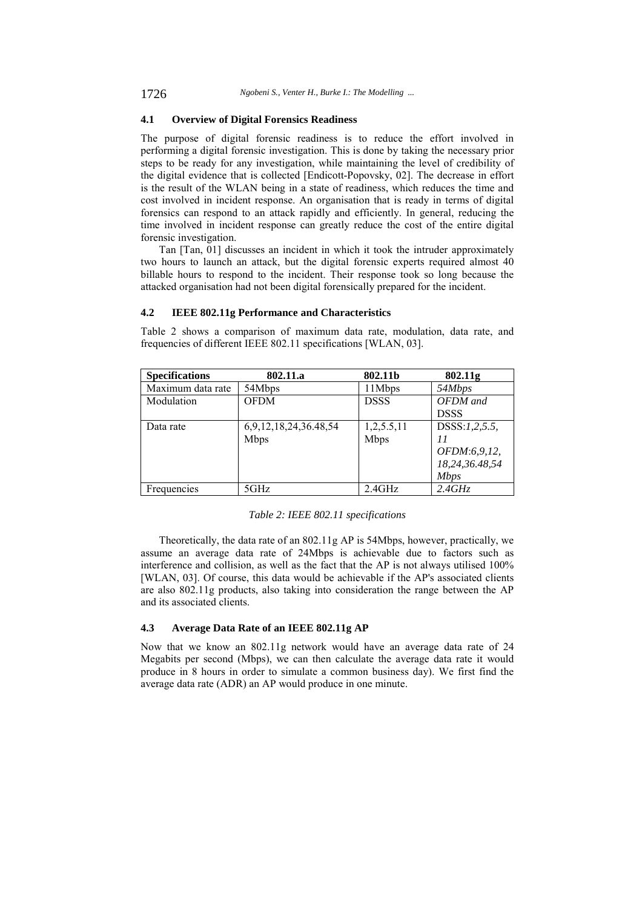### 4.1 Overview of Digital Forensics Readiness

The purpose of digital forensic readiness is to reduce the effort involved in performing a digital forensic investigation. This is done by taking the necessary prior steps to be ready for any investigation, while maintaining the level of credibility of the digital evidence that is collected [Endicott-Popovsky, 02]. The decrease in effort is the result of the WLAN being in a state of readiness, which reduces the time and cost involved in incident response. An organisation that is ready in terms of digital forensics can respond to an attack rapidly and efficiently. In general, reducing the time involved in incident response can greatly reduce the cost of the entire digital forensic investigation.

Tan [Tan, 01] discusses an incident in which it took the intruder approximately two hours to launch an attack, but the digital forensic experts required almost 40 billable hours to respond to the incident. Their response took so long because the attacked organisation had not been digital forensically prepared for the incident.

### 4.2 IEEE 802.11g Performance and Characteristics

Table 2 shows a comparison of maximum data rate, modulation, data rate, and frequencies of different IEEE 802.11 specifications [WLAN, 03].

| Specifications | 802.11.a | 802.11b | 802.11g |
|---|---|---|---|
| Maximum data rate | 54Mbps | 11Mbps | *54Mbps* |
| Modulation | OFDM | DSSS | *OFDM and* DSSS |
| Data rate | 6,9,12,18,24,36.48,54 Mbps | 1,2,5.5,11 Mbps | DSSS:*1,2,5.5, 11* *OFDM:6,9,12, 18,24,36.48,54 Mbps* |
| Frequencies | 5GHz | 2.4GHz | *2.4GHz* |

*Table 2: IEEE 802.11 specifications*

Theoretically, the data rate of an 802.11g AP is 54Mbps, however, practically, we assume an average data rate of 24Mbps is achievable due to factors such as interference and collision, as well as the fact that the AP is not always utilised 100% [WLAN, 03]. Of course, this data would be achievable if the AP's associated clients are also 802.11g products, also taking into consideration the range between the AP and its associated clients.

### 4.3 Average Data Rate of an IEEE 802.11g AP

Now that we know an 802.11g network would have an average data rate of 24 Megabits per second (Mbps), we can then calculate the average data rate it would produce in 8 hours in order to simulate a common business day). We first find the average data rate (ADR) an AP would produce in one minute.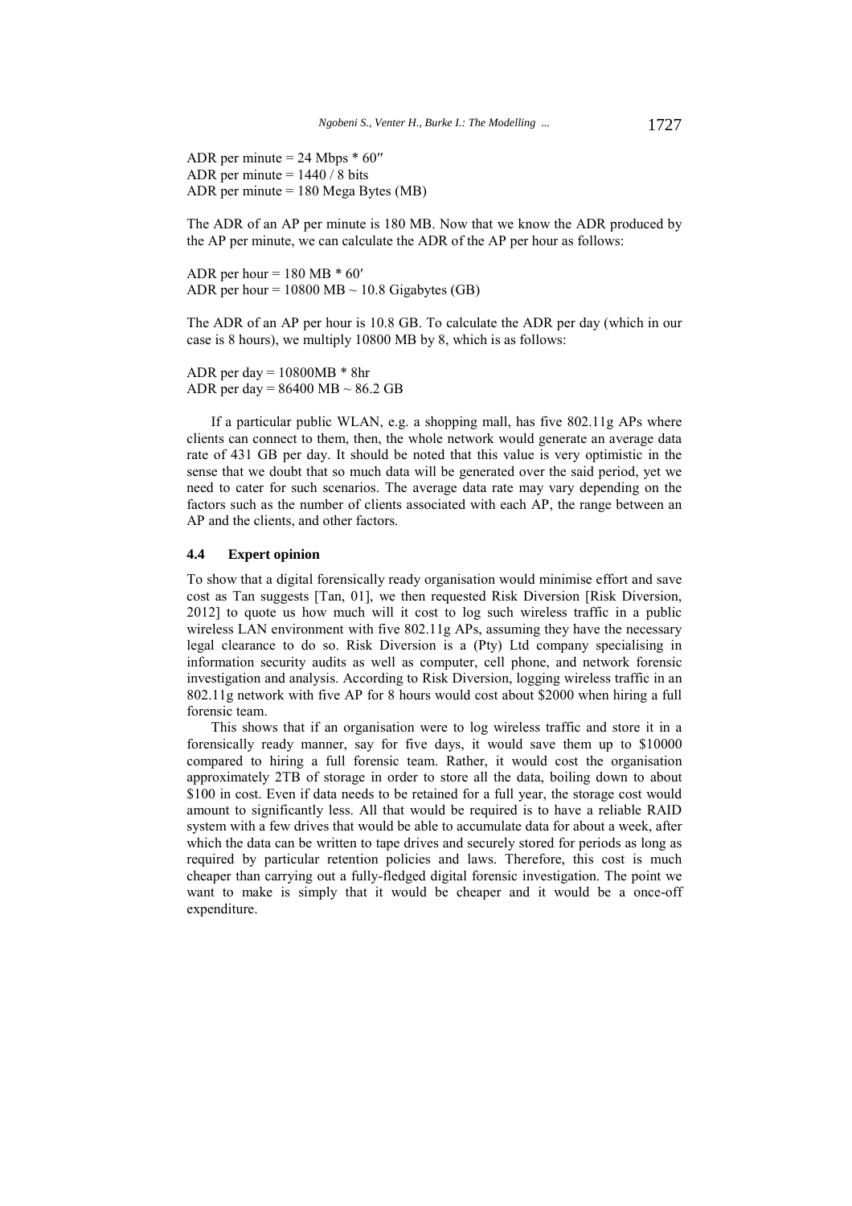ADR per minute = 24 Mbps * 60″
ADR per minute = 1440 / 8 bits
ADR per minute = 180 Mega Bytes (MB)

The ADR of an AP per minute is 180 MB. Now that we know the ADR produced by the AP per minute, we can calculate the ADR of the AP per hour as follows:

ADR per hour = 180 MB * 60′
ADR per hour = 10800 MB ~ 10.8 Gigabytes (GB)

The ADR of an AP per hour is 10.8 GB. To calculate the ADR per day (which in our case is 8 hours), we multiply 10800 MB by 8, which is as follows:

ADR per day = 10800MB * 8hr
ADR per day = 86400 MB ~ 86.2 GB

If a particular public WLAN, e.g. a shopping mall, has five 802.11g APs where clients can connect to them, then, the whole network would generate an average data rate of 431 GB per day. It should be noted that this value is very optimistic in the sense that we doubt that so much data will be generated over the said period, yet we need to cater for such scenarios. The average data rate may vary depending on the factors such as the number of clients associated with each AP, the range between an AP and the clients, and other factors.

### 4.4 Expert opinion

To show that a digital forensically ready organisation would minimise effort and save cost as Tan suggests [Tan, 01], we then requested Risk Diversion [Risk Diversion, 2012] to quote us how much will it cost to log such wireless traffic in a public wireless LAN environment with five 802.11g APs, assuming they have the necessary legal clearance to do so. Risk Diversion is a (Pty) Ltd company specialising in information security audits as well as computer, cell phone, and network forensic investigation and analysis. According to Risk Diversion, logging wireless traffic in an 802.11g network with five AP for 8 hours would cost about $2000 when hiring a full forensic team.

This shows that if an organisation were to log wireless traffic and store it in a forensically ready manner, say for five days, it would save them up to $10000 compared to hiring a full forensic team. Rather, it would cost the organisation approximately 2TB of storage in order to store all the data, boiling down to about $100 in cost. Even if data needs to be retained for a full year, the storage cost would amount to significantly less. All that would be required is to have a reliable RAID system with a few drives that would be able to accumulate data for about a week, after which the data can be written to tape drives and securely stored for periods as long as required by particular retention policies and laws. Therefore, this cost is much cheaper than carrying out a fully-fledged digital forensic investigation. The point we want to make is simply that it would be cheaper and it would be a once-off expenditure.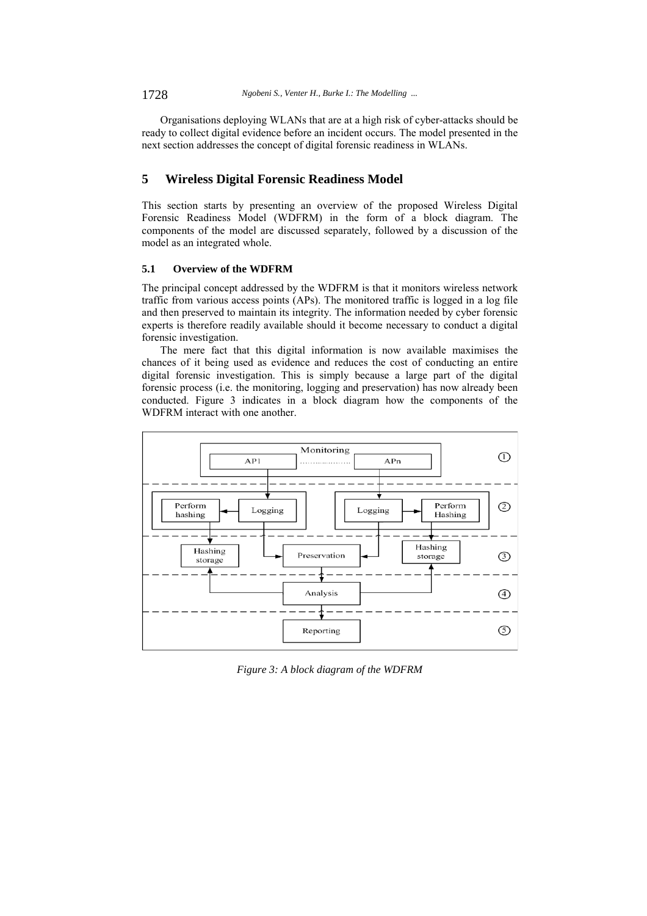Organisations deploying WLANs that are at a high risk of cyber-attacks should be ready to collect digital evidence before an incident occurs. The model presented in the next section addresses the concept of digital forensic readiness in WLANs.

## 5 Wireless Digital Forensic Readiness Model

This section starts by presenting an overview of the proposed Wireless Digital Forensic Readiness Model (WDFRM) in the form of a block diagram. The components of the model are discussed separately, followed by a discussion of the model as an integrated whole.

### 5.1 Overview of the WDFRM

The principal concept addressed by the WDFRM is that it monitors wireless network traffic from various access points (APs). The monitored traffic is logged in a log file and then preserved to maintain its integrity. The information needed by cyber forensic experts is therefore readily available should it become necessary to conduct a digital forensic investigation.

The mere fact that this digital information is now available maximises the chances of it being used as evidence and reduces the cost of conducting an entire digital forensic investigation. This is simply because a large part of the digital forensic process (i.e. the monitoring, logging and preservation) has now already been conducted. Figure 3 indicates in a block diagram how the components of the WDFRM interact with one another.

*Figure 3: A block diagram of the WDFRM*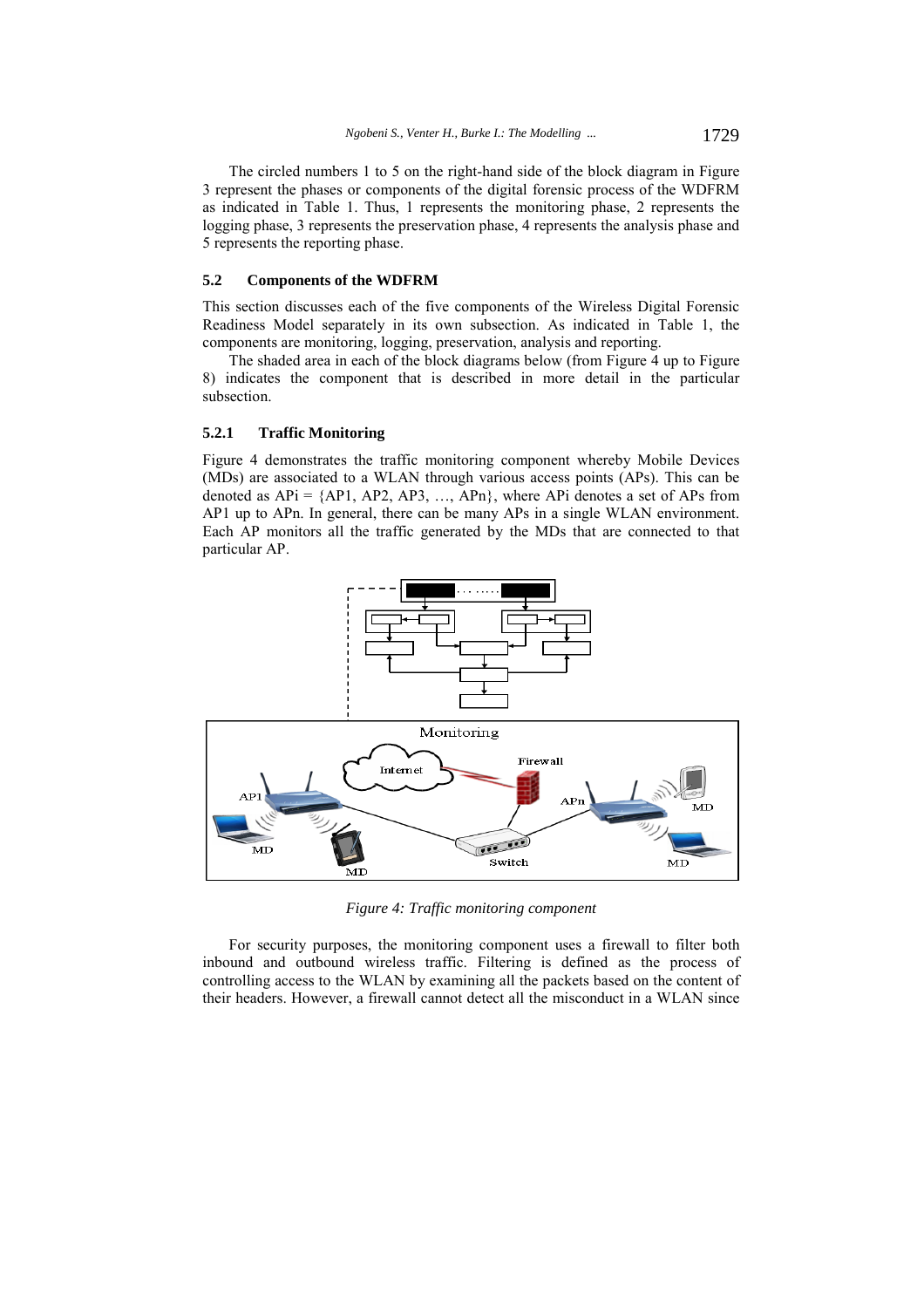The circled numbers 1 to 5 on the right-hand side of the block diagram in Figure 3 represent the phases or components of the digital forensic process of the WDFRM as indicated in Table 1. Thus, 1 represents the monitoring phase, 2 represents the logging phase, 3 represents the preservation phase, 4 represents the analysis phase and 5 represents the reporting phase.

### 5.2 Components of the WDFRM

This section discusses each of the five components of the Wireless Digital Forensic Readiness Model separately in its own subsection. As indicated in Table 1, the components are monitoring, logging, preservation, analysis and reporting.

The shaded area in each of the block diagrams below (from Figure 4 up to Figure 8) indicates the component that is described in more detail in the particular subsection.

#### 5.2.1 Traffic Monitoring

Figure 4 demonstrates the traffic monitoring component whereby Mobile Devices (MDs) are associated to a WLAN through various access points (APs). This can be denoted as APi = {AP1, AP2, AP3, …, APn}, where APi denotes a set of APs from AP1 up to APn. In general, there can be many APs in a single WLAN environment. Each AP monitors all the traffic generated by the MDs that are connected to that particular AP.

*Figure 4: Traffic monitoring component*

For security purposes, the monitoring component uses a firewall to filter both inbound and outbound wireless traffic. Filtering is defined as the process of controlling access to the WLAN by examining all the packets based on the content of their headers. However, a firewall cannot detect all the misconduct in a WLAN since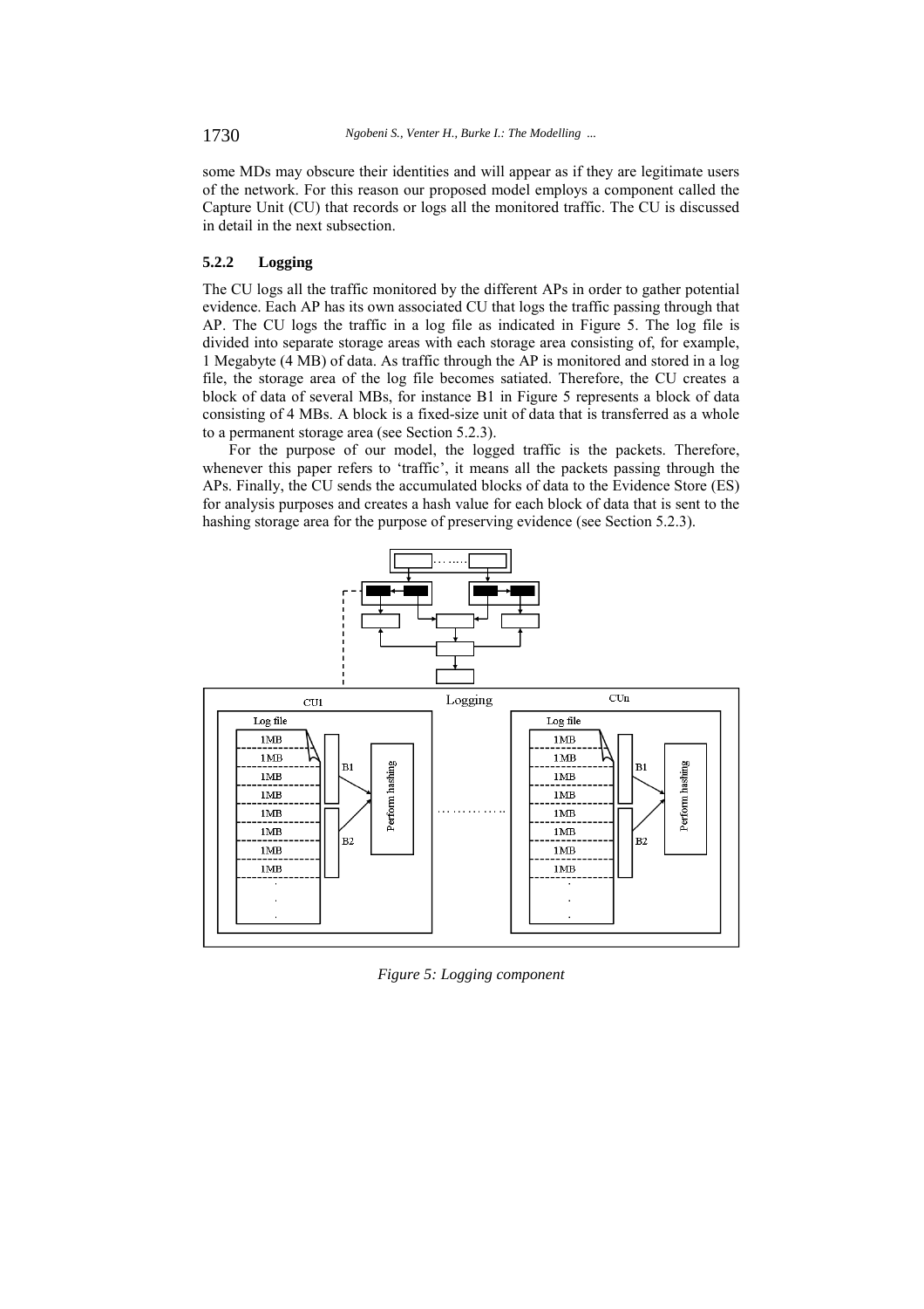some MDs may obscure their identities and will appear as if they are legitimate users of the network. For this reason our proposed model employs a component called the Capture Unit (CU) that records or logs all the monitored traffic. The CU is discussed in detail in the next subsection.

### 5.2.2 Logging

The CU logs all the traffic monitored by the different APs in order to gather potential evidence. Each AP has its own associated CU that logs the traffic passing through that AP. The CU logs the traffic in a log file as indicated in Figure 5. The log file is divided into separate storage areas with each storage area consisting of, for example, 1 Megabyte (4 MB) of data. As traffic through the AP is monitored and stored in a log file, the storage area of the log file becomes satiated. Therefore, the CU creates a block of data of several MBs, for instance B1 in Figure 5 represents a block of data consisting of 4 MBs. A block is a fixed-size unit of data that is transferred as a whole to a permanent storage area (see Section 5.2.3).

For the purpose of our model, the logged traffic is the packets. Therefore, whenever this paper refers to 'traffic', it means all the packets passing through the APs. Finally, the CU sends the accumulated blocks of data to the Evidence Store (ES) for analysis purposes and creates a hash value for each block of data that is sent to the hashing storage area for the purpose of preserving evidence (see Section 5.2.3).

*Figure 5: Logging component*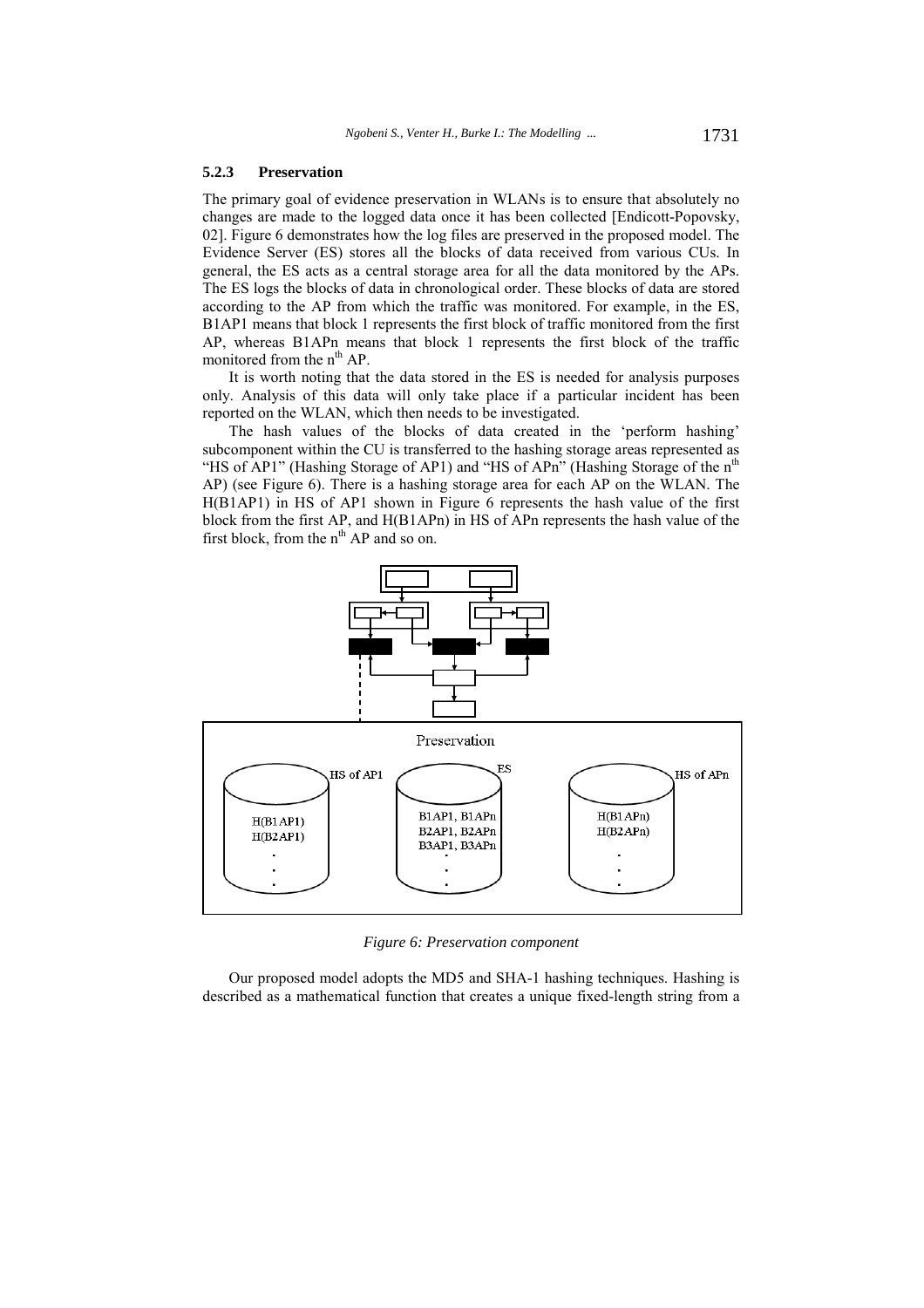### 5.2.3 Preservation

The primary goal of evidence preservation in WLANs is to ensure that absolutely no changes are made to the logged data once it has been collected [Endicott-Popovsky, 02]. Figure 6 demonstrates how the log files are preserved in the proposed model. The Evidence Server (ES) stores all the blocks of data received from various CUs. In general, the ES acts as a central storage area for all the data monitored by the APs. The ES logs the blocks of data in chronological order. These blocks of data are stored according to the AP from which the traffic was monitored. For example, in the ES, B1AP1 means that block 1 represents the first block of traffic monitored from the first AP, whereas B1APn means that block 1 represents the first block of the traffic monitored from the $n^{th}$ AP.

It is worth noting that the data stored in the ES is needed for analysis purposes only. Analysis of this data will only take place if a particular incident has been reported on the WLAN, which then needs to be investigated.

The hash values of the blocks of data created in the 'perform hashing' subcomponent within the CU is transferred to the hashing storage areas represented as "HS of AP1" (Hashing Storage of AP1) and "HS of APn" (Hashing Storage of the $n^{th}$ AP) (see Figure 6). There is a hashing storage area for each AP on the WLAN. The H(B1AP1) in HS of AP1 shown in Figure 6 represents the hash value of the first block from the first AP, and H(B1APn) in HS of APn represents the hash value of the first block, from the $n^{th}$ AP and so on.

*Figure 6: Preservation component*

Our proposed model adopts the MD5 and SHA-1 hashing techniques. Hashing is described as a mathematical function that creates a unique fixed-length string from a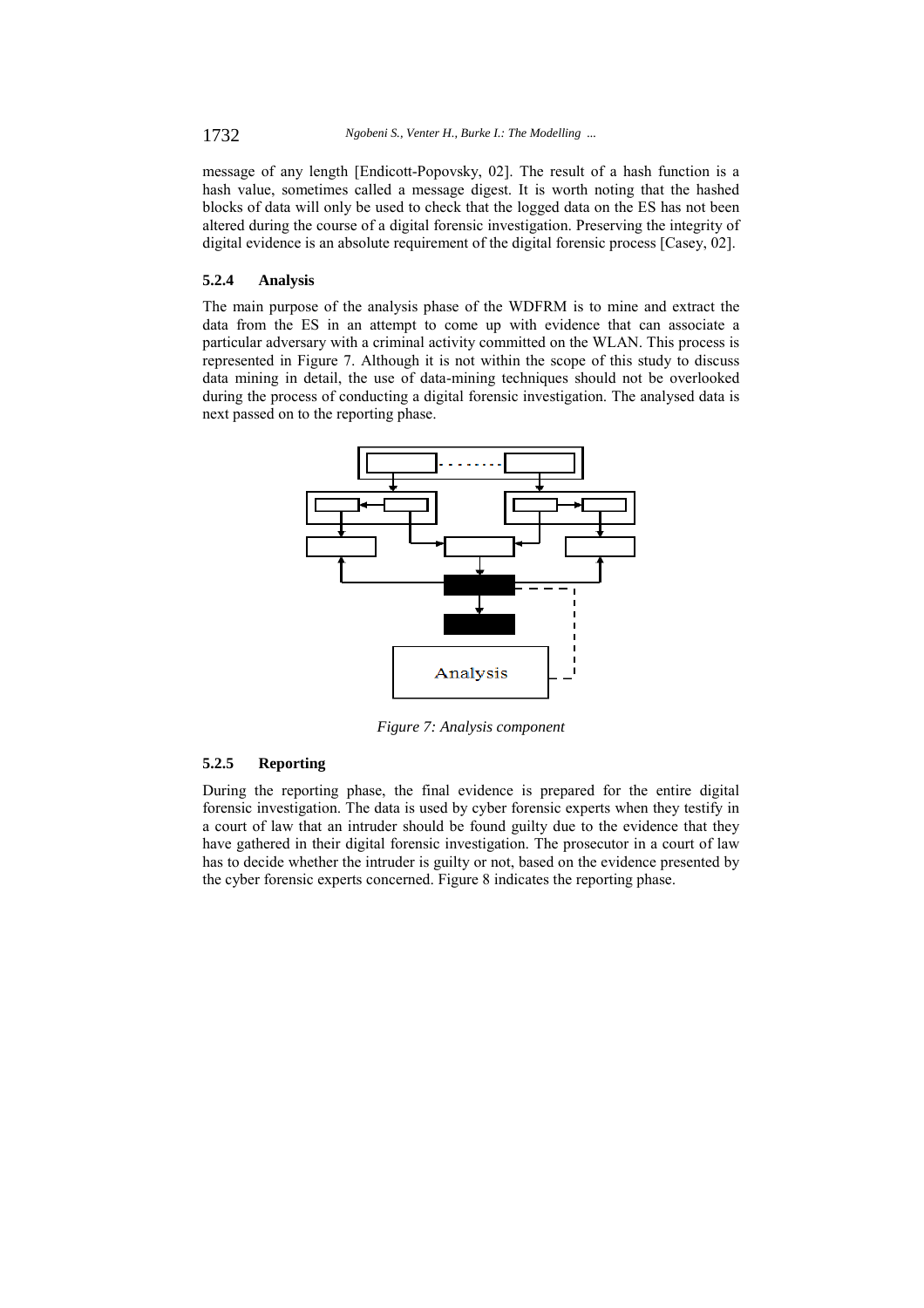message of any length [Endicott-Popovsky, 02]. The result of a hash function is a hash value, sometimes called a message digest. It is worth noting that the hashed blocks of data will only be used to check that the logged data on the ES has not been altered during the course of a digital forensic investigation. Preserving the integrity of digital evidence is an absolute requirement of the digital forensic process [Casey, 02].

### 5.2.4 Analysis

The main purpose of the analysis phase of the WDFRM is to mine and extract the data from the ES in an attempt to come up with evidence that can associate a particular adversary with a criminal activity committed on the WLAN. This process is represented in Figure 7. Although it is not within the scope of this study to discuss data mining in detail, the use of data-mining techniques should not be overlooked during the process of conducting a digital forensic investigation. The analysed data is next passed on to the reporting phase.

Analysis

*Figure 7: Analysis component*

### 5.2.5 Reporting

During the reporting phase, the final evidence is prepared for the entire digital forensic investigation. The data is used by cyber forensic experts when they testify in a court of law that an intruder should be found guilty due to the evidence that they have gathered in their digital forensic investigation. The prosecutor in a court of law has to decide whether the intruder is guilty or not, based on the evidence presented by the cyber forensic experts concerned. Figure 8 indicates the reporting phase.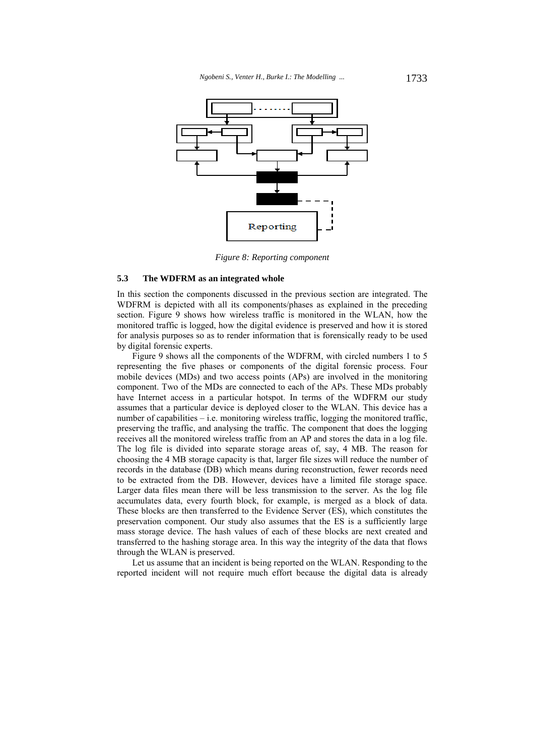Reporting

*Figure 8: Reporting component*

### 5.3 The WDFRM as an integrated whole

In this section the components discussed in the previous section are integrated. The WDFRM is depicted with all its components/phases as explained in the preceding section. Figure 9 shows how wireless traffic is monitored in the WLAN, how the monitored traffic is logged, how the digital evidence is preserved and how it is stored for analysis purposes so as to render information that is forensically ready to be used by digital forensic experts.

Figure 9 shows all the components of the WDFRM, with circled numbers 1 to 5 representing the five phases or components of the digital forensic process. Four mobile devices (MDs) and two access points (APs) are involved in the monitoring component. Two of the MDs are connected to each of the APs. These MDs probably have Internet access in a particular hotspot. In terms of the WDFRM our study assumes that a particular device is deployed closer to the WLAN. This device has a number of capabilities – i.e. monitoring wireless traffic, logging the monitored traffic, preserving the traffic, and analysing the traffic. The component that does the logging receives all the monitored wireless traffic from an AP and stores the data in a log file. The log file is divided into separate storage areas of, say, 4 MB. The reason for choosing the 4 MB storage capacity is that, larger file sizes will reduce the number of records in the database (DB) which means during reconstruction, fewer records need to be extracted from the DB. However, devices have a limited file storage space. Larger data files mean there will be less transmission to the server. As the log file accumulates data, every fourth block, for example, is merged as a block of data. These blocks are then transferred to the Evidence Server (ES), which constitutes the preservation component. Our study also assumes that the ES is a sufficiently large mass storage device. The hash values of each of these blocks are next created and transferred to the hashing storage area. In this way the integrity of the data that flows through the WLAN is preserved.

Let us assume that an incident is being reported on the WLAN. Responding to the reported incident will not require much effort because the digital data is already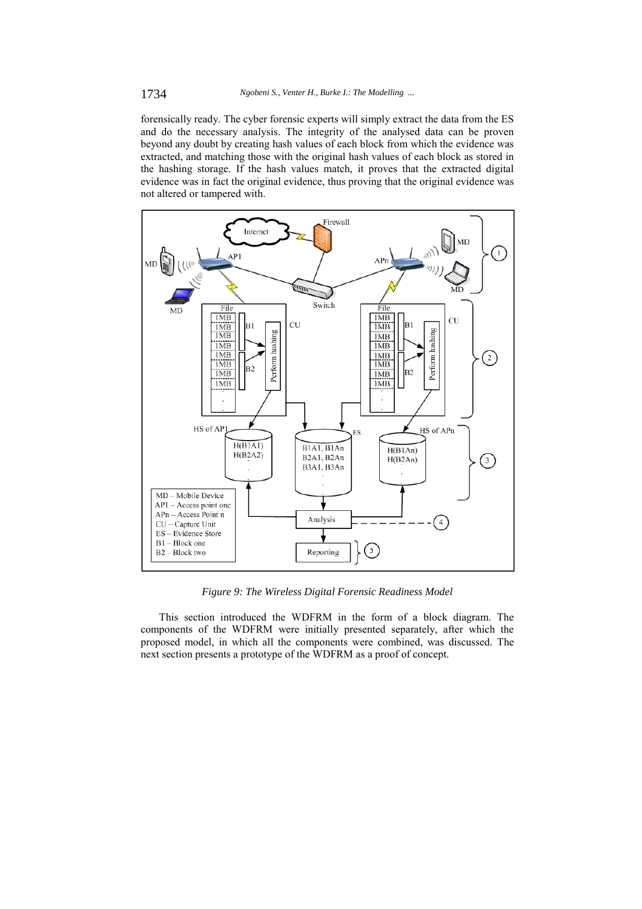forensically ready. The cyber forensic experts will simply extract the data from the ES and do the necessary analysis. The integrity of the analysed data can be proven beyond any doubt by creating hash values of each block from which the evidence was extracted, and matching those with the original hash values of each block as stored in the hashing storage. If the hash values match, it proves that the extracted digital evidence was in fact the original evidence, thus proving that the original evidence was not altered or tampered with.

*Figure 9: The Wireless Digital Forensic Readiness Model*

This section introduced the WDFRM in the form of a block diagram. The components of the WDFRM were initially presented separately, after which the proposed model, in which all the components were combined, was discussed. The next section presents a prototype of the WDFRM as a proof of concept.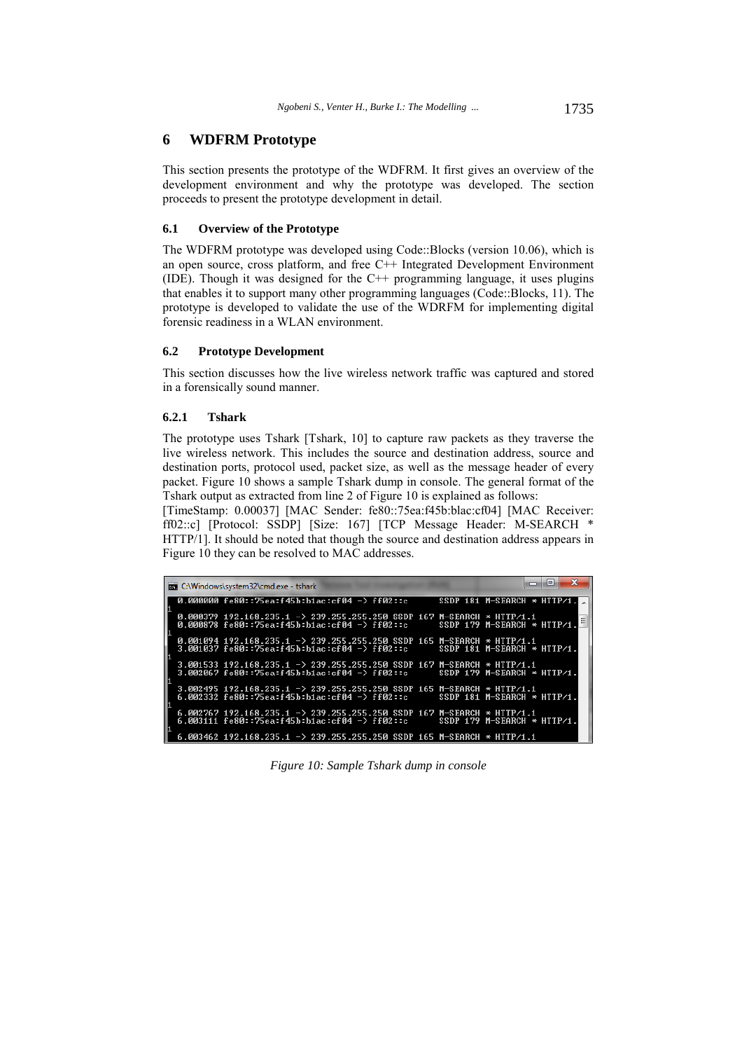# 6 WDFRM Prototype

This section presents the prototype of the WDFRM. It first gives an overview of the development environment and why the prototype was developed. The section proceeds to present the prototype development in detail.

## 6.1 Overview of the Prototype

The WDFRM prototype was developed using Code::Blocks (version 10.06), which is an open source, cross platform, and free C++ Integrated Development Environment (IDE). Though it was designed for the C++ programming language, it uses plugins that enables it to support many other programming languages (Code::Blocks, 11). The prototype is developed to validate the use of the WDRFM for implementing digital forensic readiness in a WLAN environment.

## 6.2 Prototype Development

This section discusses how the live wireless network traffic was captured and stored in a forensically sound manner.

### 6.2.1 Tshark

The prototype uses Tshark [Tshark, 10] to capture raw packets as they traverse the live wireless network. This includes the source and destination address, source and destination ports, protocol used, packet size, as well as the message header of every packet. Figure 10 shows a sample Tshark dump in console. The general format of the Tshark output as extracted from line 2 of Figure 10 is explained as follows:

[TimeStamp: 0.00037] [MAC Sender: fe80::75ea:f45b:blac:cf04] [MAC Receiver: ff02::c] [Protocol: SSDP] [Size: 167] [TCP Message Header: M-SEARCH * HTTP/1]. It should be noted that though the source and destination address appears in Figure 10 they can be resolved to MAC addresses.

```
C:\Windows\system32\cmd.exe - tshark
 0.000000 fe80::75ea:f45b:b1ac:cf04 -> ff02::c      SSDP 181 M-SEARCH * HTTP/1.
1
 0.000379 192.168.235.1 -> 239.255.255.250 SSDP 167 M-SEARCH * HTTP/1.1
 0.000878 fe80::75ea:f45b:b1ac:cf04 -> ff02::c      SSDP 179 M-SEARCH * HTTP/1.
1
 0.001094 192.168.235.1 -> 239.255.255.250 SSDP 165 M-SEARCH * HTTP/1.1
 3.001037 fe80::75ea:f45b:b1ac:cf04 -> ff02::c      SSDP 181 M-SEARCH * HTTP/1.
1
 3.001533 192.168.235.1 -> 239.255.255.250 SSDP 167 M-SEARCH * HTTP/1.1
 3.002067 fe80::75ea:f45b:b1ac:cf04 -> ff02::c      SSDP 179 M-SEARCH * HTTP/1.
1
 3.002495 192.168.235.1 -> 239.255.255.250 SSDP 165 M-SEARCH * HTTP/1.1
 6.002332 fe80::75ea:f45b:b1ac:cf04 -> ff02::c      SSDP 181 M-SEARCH * HTTP/1.
1
 6.002767 192.168.235.1 -> 239.255.255.250 SSDP 167 M-SEARCH * HTTP/1.1
 6.003111 fe80::75ea:f45b:b1ac:cf04 -> ff02::c      SSDP 179 M-SEARCH * HTTP/1.
1
 6.003462 192.168.235.1 -> 239.255.255.250 SSDP 165 M-SEARCH * HTTP/1.1
```

*Figure 10: Sample Tshark dump in console*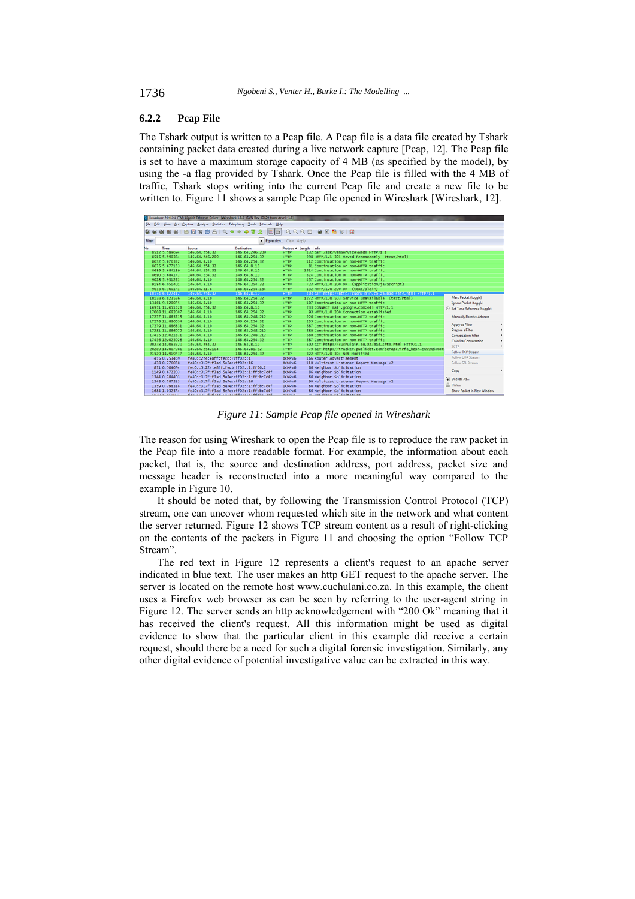### 6.2.2 Pcap File

The Tshark output is written to a Pcap file. A Pcap file is a data file created by Tshark containing packet data created during a live network capture [Pcap, 12]. The Pcap file is set to have a maximum storage capacity of 4 MB (as specified by the model), by using the -a flag provided by Tshark. Once the Pcap file is filled with the 4 MB of traffic, Tshark stops writing into the current Pcap file and create a new file to be written to. Figure 11 shows a sample Pcap file opened in Wireshark [Wireshark, 12].

*Figure 11: Sample Pcap file opened in Wireshark*

The reason for using Wireshark to open the Pcap file is to reproduce the raw packet in the Pcap file into a more readable format. For example, the information about each packet, that is, the source and destination address, port address, packet size and message header is reconstructed into a more meaningful way compared to the example in Figure 10.

It should be noted that, by following the Transmission Control Protocol (TCP) stream, one can uncover whom requested which site in the network and what content the server returned. Figure 12 shows TCP stream content as a result of right-clicking on the contents of the packets in Figure 11 and choosing the option "Follow TCP Stream".

The red text in Figure 12 represents a client's request to an apache server indicated in blue text. The user makes an http GET request to the apache server. The server is located on the remote host www.cuchulani.co.za. In this example, the client uses a Firefox web browser as can be seen by referring to the user-agent string in Figure 12. The server sends an http acknowledgement with "200 Ok" meaning that it has received the client's request. All this information might be used as digital evidence to show that the particular client in this example did receive a certain request, should there be a need for such a digital forensic investigation. Similarly, any other digital evidence of potential investigative value can be extracted in this way.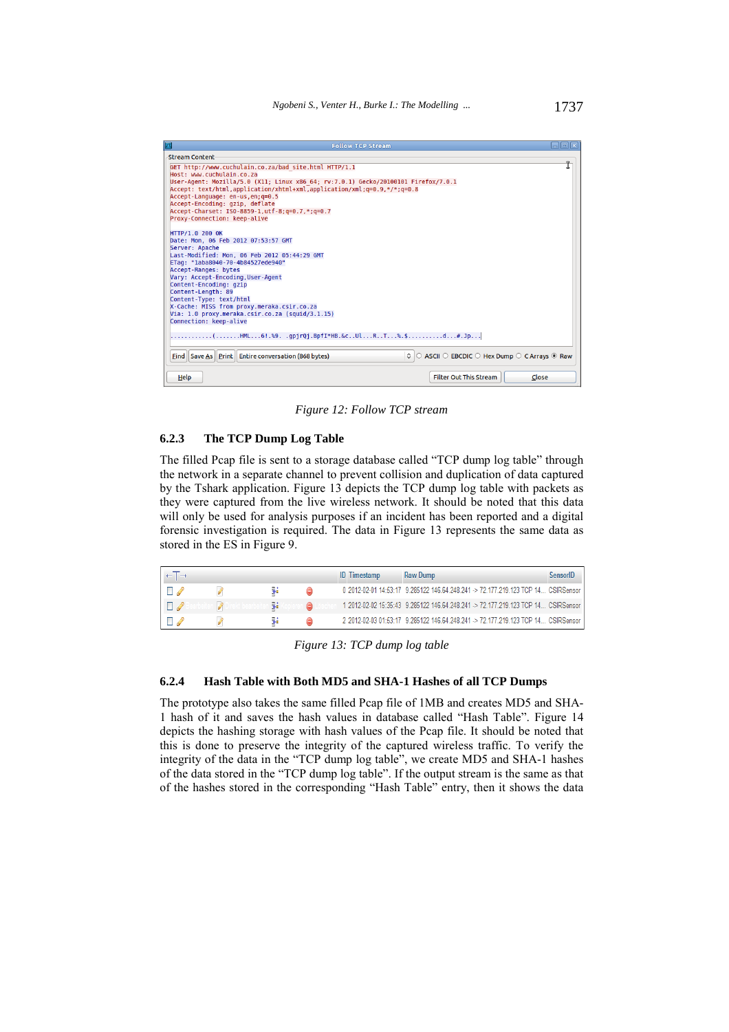Figure 12: Follow TCP stream

### 6.2.3 The TCP Dump Log Table

The filled Pcap file is sent to a storage database called "TCP dump log table" through the network in a separate channel to prevent collision and duplication of data captured by the Tshark application. Figure 13 depicts the TCP dump log table with packets as they were captured from the live wireless network. It should be noted that this data will only be used for analysis purposes if an incident has been reported and a digital forensic investigation is required. The data in Figure 13 represents the same data as stored in the ES in Figure 9.

Figure 13: TCP dump log table

### 6.2.4 Hash Table with Both MD5 and SHA-1 Hashes of all TCP Dumps

The prototype also takes the same filled Pcap file of 1MB and creates MD5 and SHA-1 hash of it and saves the hash values in database called "Hash Table". Figure 14 depicts the hashing storage with hash values of the Pcap file. It should be noted that this is done to preserve the integrity of the captured wireless traffic. To verify the integrity of the data in the "TCP dump log table", we create MD5 and SHA-1 hashes of the data stored in the "TCP dump log table". If the output stream is the same as that of the hashes stored in the corresponding "Hash Table" entry, then it shows the data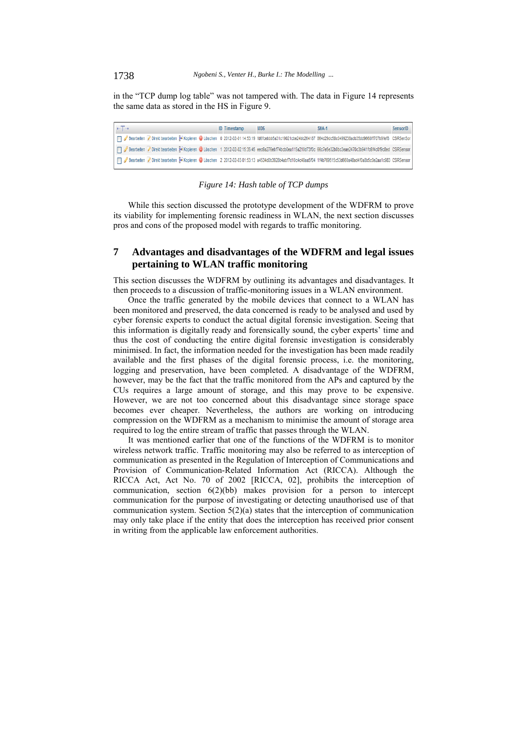in the "TCP dump log table" was not tampered with. The data in Figure 14 represents the same data as stored in the HS in Figure 9.

| | ID | Timestamp | MD5 | SHA-1 | SensorID |
|---|---|---|---|---|---|
| Bearbeiten Direkt bearbeiten Kopieren Löschen | 0 | 2012-02-01 14:53:19 | fd6fcebbb5a31c19021cbe24bb264187 | 864d29dc58c0499238adb35dd9668f707b9fef3 | CSIRSensor |
| Bearbeiten Direkt bearbeiten Kopieren Löschen | 1 | 2012-02-02 15:35:45 | eec6a276ebf74bcb0ea115a210d73f0c | 66c7e5e32b0bc3eae2470c3b941fc6f4c0f9c8ed | CSIRSensor |
| Bearbeiten Direkt bearbeiten Kopieren Löschen | 2 | 2012-02-03 01:53:13 | a4534d0b3928b4ebf7d10c4c40aa5f04 | 1f4b769515c53d660a48ad410a8b5c0e2aa1c983 | CSIRSensor |

*Figure 14: Hash table of TCP dumps*

While this section discussed the prototype development of the WDFRM to prove its viability for implementing forensic readiness in WLAN, the next section discusses pros and cons of the proposed model with regards to traffic monitoring.

## 7 Advantages and disadvantages of the WDFRM and legal issues pertaining to WLAN traffic monitoring

This section discusses the WDFRM by outlining its advantages and disadvantages. It then proceeds to a discussion of traffic-monitoring issues in a WLAN environment.

Once the traffic generated by the mobile devices that connect to a WLAN has been monitored and preserved, the data concerned is ready to be analysed and used by cyber forensic experts to conduct the actual digital forensic investigation. Seeing that this information is digitally ready and forensically sound, the cyber experts' time and thus the cost of conducting the entire digital forensic investigation is considerably minimised. In fact, the information needed for the investigation has been made readily available and the first phases of the digital forensic process, i.e. the monitoring, logging and preservation, have been completed. A disadvantage of the WDFRM, however, may be the fact that the traffic monitored from the APs and captured by the CUs requires a large amount of storage, and this may prove to be expensive. However, we are not too concerned about this disadvantage since storage space becomes ever cheaper. Nevertheless, the authors are working on introducing compression on the WDFRM as a mechanism to minimise the amount of storage area required to log the entire stream of traffic that passes through the WLAN.

It was mentioned earlier that one of the functions of the WDFRM is to monitor wireless network traffic. Traffic monitoring may also be referred to as interception of communication as presented in the Regulation of Interception of Communications and Provision of Communication-Related Information Act (RICCA). Although the RICCA Act, Act No. 70 of 2002 [RICCA, 02], prohibits the interception of communication, section 6(2)(bb) makes provision for a person to intercept communication for the purpose of investigating or detecting unauthorised use of that communication system. Section 5(2)(a) states that the interception of communication may only take place if the entity that does the interception has received prior consent in writing from the applicable law enforcement authorities.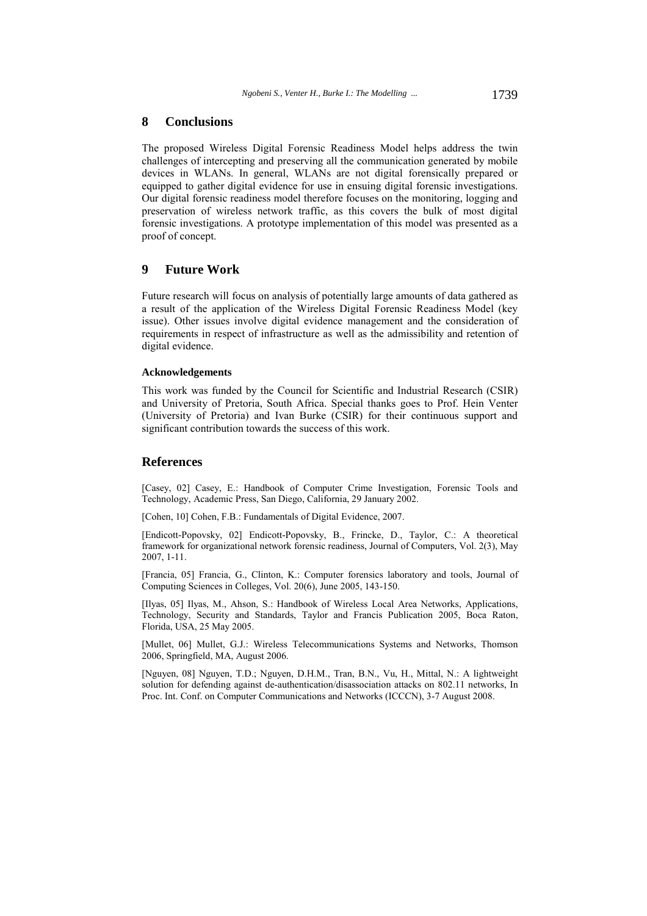## 8 Conclusions

The proposed Wireless Digital Forensic Readiness Model helps address the twin challenges of intercepting and preserving all the communication generated by mobile devices in WLANs. In general, WLANs are not digital forensically prepared or equipped to gather digital evidence for use in ensuing digital forensic investigations. Our digital forensic readiness model therefore focuses on the monitoring, logging and preservation of wireless network traffic, as this covers the bulk of most digital forensic investigations. A prototype implementation of this model was presented as a proof of concept.

## 9 Future Work

Future research will focus on analysis of potentially large amounts of data gathered as a result of the application of the Wireless Digital Forensic Readiness Model (key issue). Other issues involve digital evidence management and the consideration of requirements in respect of infrastructure as well as the admissibility and retention of digital evidence.

#### Acknowledgements

This work was funded by the Council for Scientific and Industrial Research (CSIR) and University of Pretoria, South Africa. Special thanks goes to Prof. Hein Venter (University of Pretoria) and Ivan Burke (CSIR) for their continuous support and significant contribution towards the success of this work.

## References

[Casey, 02] Casey, E.: Handbook of Computer Crime Investigation, Forensic Tools and Technology, Academic Press, San Diego, California, 29 January 2002.

[Cohen, 10] Cohen, F.B.: Fundamentals of Digital Evidence, 2007.

[Endicott-Popovsky, 02] Endicott-Popovsky, B., Frincke, D., Taylor, C.: A theoretical framework for organizational network forensic readiness, Journal of Computers, Vol. 2(3), May 2007, 1-11.

[Francia, 05] Francia, G., Clinton, K.: Computer forensics laboratory and tools, Journal of Computing Sciences in Colleges, Vol. 20(6), June 2005, 143-150.

[Ilyas, 05] Ilyas, M., Ahson, S.: Handbook of Wireless Local Area Networks, Applications, Technology, Security and Standards, Taylor and Francis Publication 2005, Boca Raton, Florida, USA, 25 May 2005.

[Mullet, 06] Mullet, G.J.: Wireless Telecommunications Systems and Networks, Thomson 2006, Springfield, MA, August 2006.

[Nguyen, 08] Nguyen, T.D.; Nguyen, D.H.M., Tran, B.N., Vu, H., Mittal, N.: A lightweight solution for defending against de-authentication/disassociation attacks on 802.11 networks, In Proc. Int. Conf. on Computer Communications and Networks (ICCCN), 3-7 August 2008.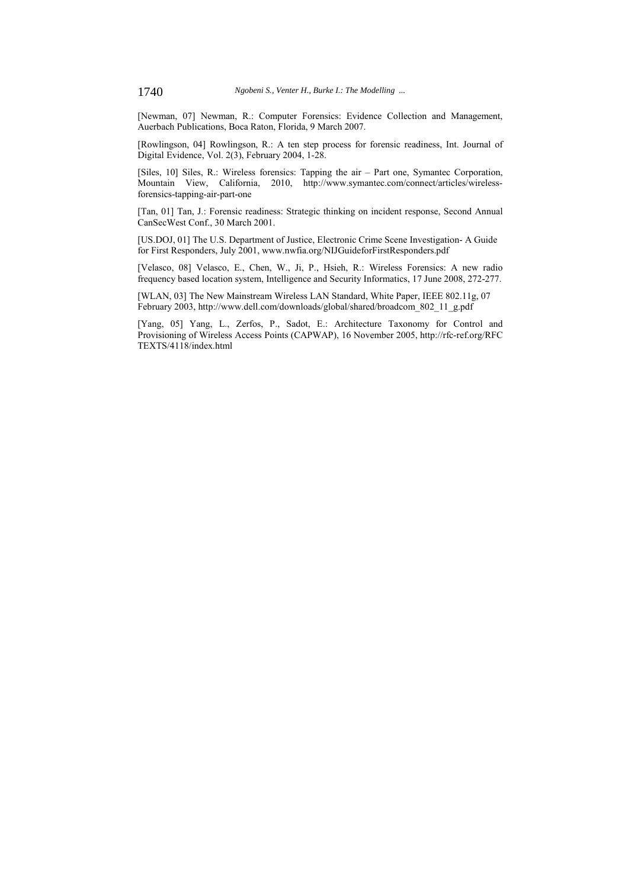[Newman, 07] Newman, R.: Computer Forensics: Evidence Collection and Management, Auerbach Publications, Boca Raton, Florida, 9 March 2007.

[Rowlingson, 04] Rowlingson, R.: A ten step process for forensic readiness, Int. Journal of Digital Evidence, Vol. 2(3), February 2004, 1-28.

[Siles, 10] Siles, R.: Wireless forensics: Tapping the air – Part one, Symantec Corporation, Mountain View, California, 2010, http://www.symantec.com/connect/articles/wireless-forensics-tapping-air-part-one

[Tan, 01] Tan, J.: Forensic readiness: Strategic thinking on incident response, Second Annual CanSecWest Conf., 30 March 2001.

[US.DOJ, 01] The U.S. Department of Justice, Electronic Crime Scene Investigation- A Guide for First Responders, July 2001, www.nwfia.org/NIJGuideforFirstResponders.pdf

[Velasco, 08] Velasco, E., Chen, W., Ji, P., Hsieh, R.: Wireless Forensics: A new radio frequency based location system, Intelligence and Security Informatics, 17 June 2008, 272-277.

[WLAN, 03] The New Mainstream Wireless LAN Standard, White Paper, IEEE 802.11g, 07 February 2003, http://www.dell.com/downloads/global/shared/broadcom_802_11_g.pdf

[Yang, 05] Yang, L., Zerfos, P., Sadot, E.: Architecture Taxonomy for Control and Provisioning of Wireless Access Points (CAPWAP), 16 November 2005, http://rfc-ref.org/RFC TEXTS/4118/index.html